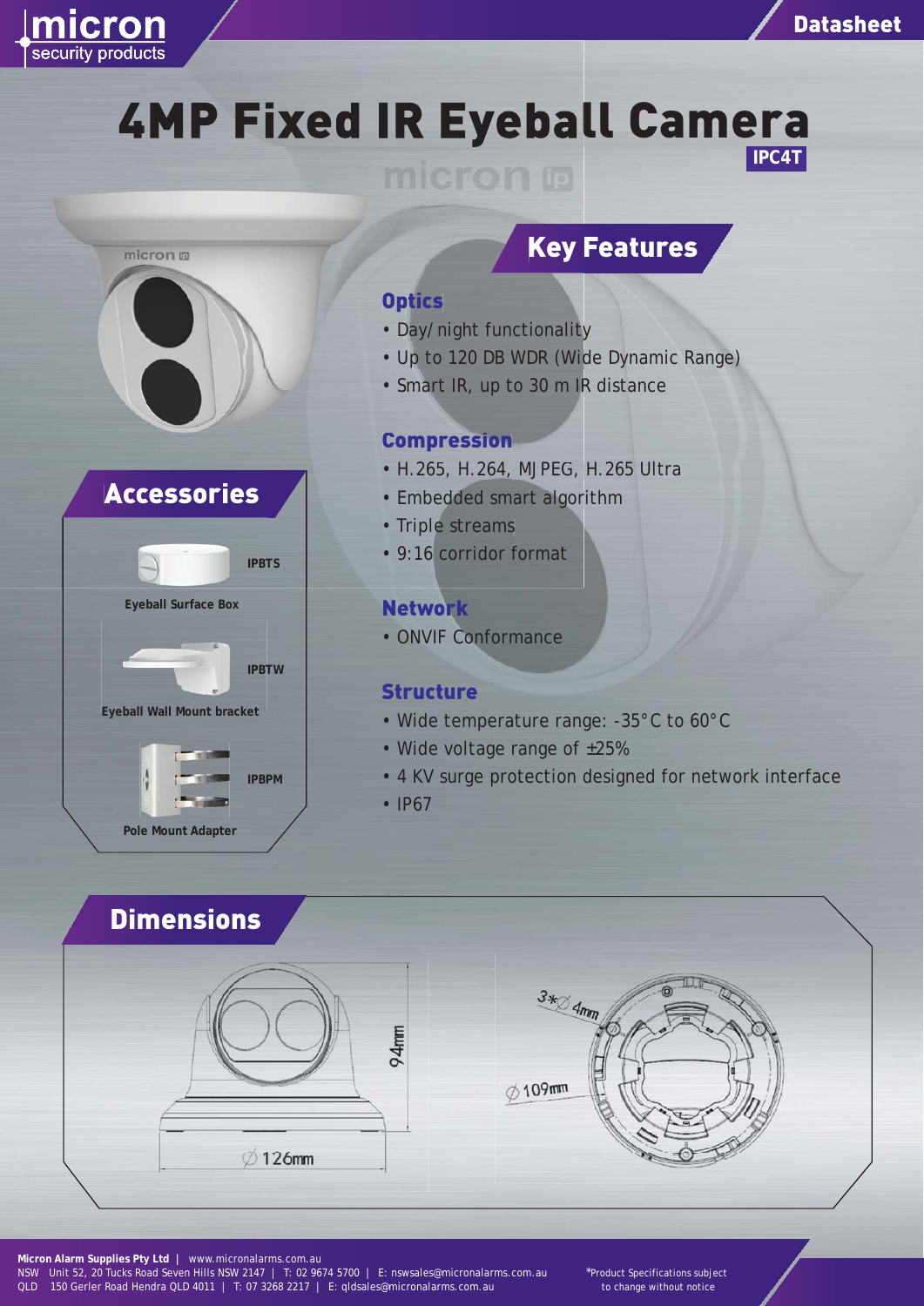micron security products

Datasheet

# 4MP Fixed IR Eyeball Camera

**IPC4T**

## Key Features

### Optics

- Day/night functionality
- Up to 120 DB WDR (Wide Dynamic Range)
- Smart IR, up to 30 m IR distance

### Compression

- H.265, H.264, MJPEG, H.265 Ultra
- Embedded smart algorithm
- Triple streams
- 9:16 corridor format

### Network

- ONVIF Conformance

### Structure

- Wide temperature range: -35°C to 60°C
- Wide voltage range of ±25%
- 4 KV surge protection designed for network interface
- IP67

## Accessories

- **IPBTS** – Eyeball Surface Box
- **IPBTW** – Eyeball Wall Mount bracket
- **IPBPM** – Pole Mount Adapter

## Dimensions

94mm

∅126mm

3*∅4mm

∅109mm

**Micron Alarm Supplies Pty Ltd** | www.micronalarms.com.au
NSW Unit 52, 20 Tucks Road Seven Hills NSW 2147 | T: 02 9674 5700 | E: nswsales@micronalarms.com.au
QLD 150 Gerler Road Hendra QLD 4011 | T: 07 3268 2217 | E: qldsales@micronalarms.com.au

*Product Specifications subject to change without notice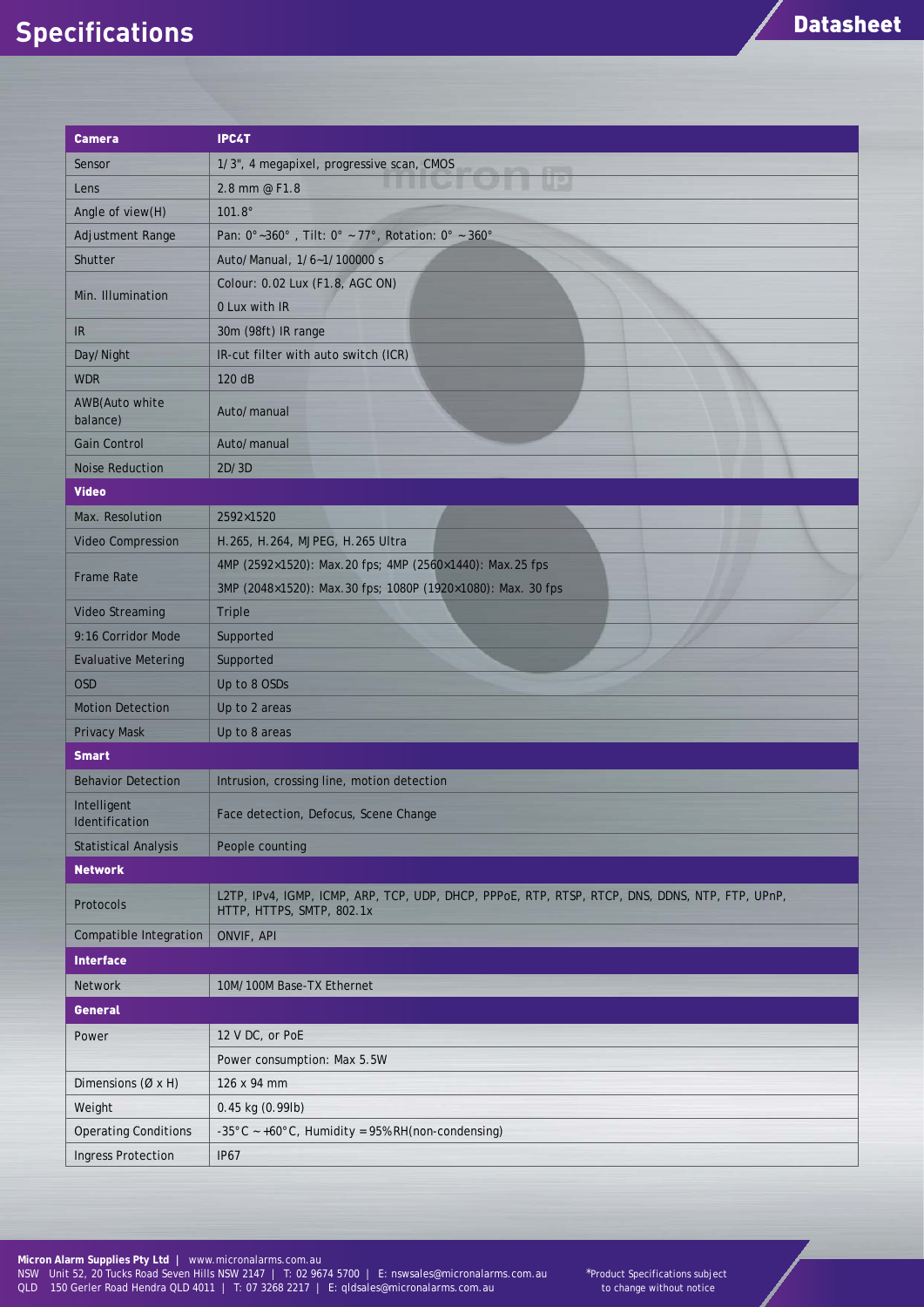# Specifications

Datasheet

| Camera | IPC4T |
| --- | --- |
| Sensor | 1/3", 4 megapixel, progressive scan, CMOS |
| Lens | 2.8 mm @ F1.8 |
| Angle of view(H) | 101.8° |
| Adjustment Range | Pan: 0°~360° , Tilt: 0° ~ 77°, Rotation: 0° ~ 360° |
| Shutter | Auto/Manual, 1/6~1/100000 s |
| Min. Illumination | Colour: 0.02 Lux (F1.8, AGC ON) |
| | 0 Lux with IR |
| IR | 30m (98ft) IR range |
| Day/Night | IR-cut filter with auto switch (ICR) |
| WDR | 120 dB |
| AWB(Auto white balance) | Auto/manual |
| Gain Control | Auto/manual |
| Noise Reduction | 2D/3D |
| **Video** | |
| Max. Resolution | 2592×1520 |
| Video Compression | H.265, H.264, MJPEG, H.265 Ultra |
| Frame Rate | 4MP (2592×1520): Max.20 fps; 4MP (2560×1440): Max.25 fps |
| | 3MP (2048×1520): Max.30 fps; 1080P (1920×1080): Max. 30 fps |
| Video Streaming | Triple |
| 9:16 Corridor Mode | Supported |
| Evaluative Metering | Supported |
| OSD | Up to 8 OSDs |
| Motion Detection | Up to 2 areas |
| Privacy Mask | Up to 8 areas |
| **Smart** | |
| Behavior Detection | Intrusion, crossing line, motion detection |
| Intelligent Identification | Face detection, Defocus, Scene Change |
| Statistical Analysis | People counting |
| **Network** | |
| Protocols | L2TP, IPv4, IGMP, ICMP, ARP, TCP, UDP, DHCP, PPPoE, RTP, RTSP, RTCP, DNS, DDNS, NTP, FTP, UPnP, HTTP, HTTPS, SMTP, 802.1x |
| Compatible Integration | ONVIF, API |
| **Interface** | |
| Network | 10M/100M Base-TX Ethernet |
| **General** | |
| Power | 12 V DC, or PoE |
| | Power consumption: Max 5.5W |
| Dimensions (Ø x H) | 126 x 94 mm |
| Weight | 0.45 kg (0.99lb) |
| Operating Conditions | -35°C ~ +60°C, Humidity = 95%RH(non-condensing) |
| Ingress Protection | IP67 |

**Micron Alarm Supplies Pty Ltd** | www.micronalarms.com.au
NSW Unit 52, 20 Tucks Road Seven Hills NSW 2147 | T: 02 9674 5700 | E: nswsales@micronalarms.com.au
QLD 150 Gerler Road Hendra QLD 4011 | T: 07 3268 2217 | E: qldsales@micronalarms.com.au

*Product Specifications subject to change without notice